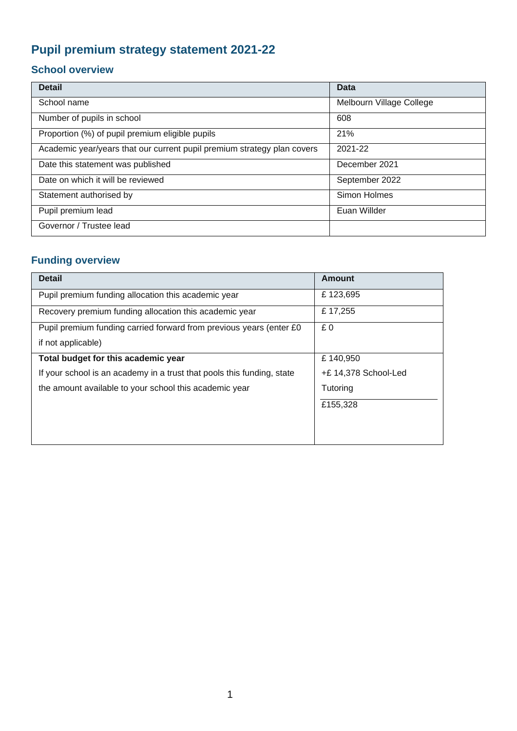# Pupil premium strategy statement 2021-22

## School overview

| Detail | Data |
|---|---|
| School name | Melbourn Village College |
| Number of pupils in school | 608 |
| Proportion (%) of pupil premium eligible pupils | 21% |
| Academic year/years that our current pupil premium strategy plan covers | 2021-22 |
| Date this statement was published | December 2021 |
| Date on which it will be reviewed | September 2022 |
| Statement authorised by | Simon Holmes |
| Pupil premium lead | Euan Willder |
| Governor / Trustee lead | |

## Funding overview

| Detail | Amount |
|---|---|
| Pupil premium funding allocation this academic year | £ 123,695 |
| Recovery premium funding allocation this academic year | £ 17,255 |
| Pupil premium funding carried forward from previous years (enter £0 if not applicable) | £ 0 |
| **Total budget for this academic year**<br>If your school is an academy in a trust that pools this funding, state the amount available to your school this academic year | £ 140,950<br>+£ 14,378 School-Led Tutoring<br>£155,328 |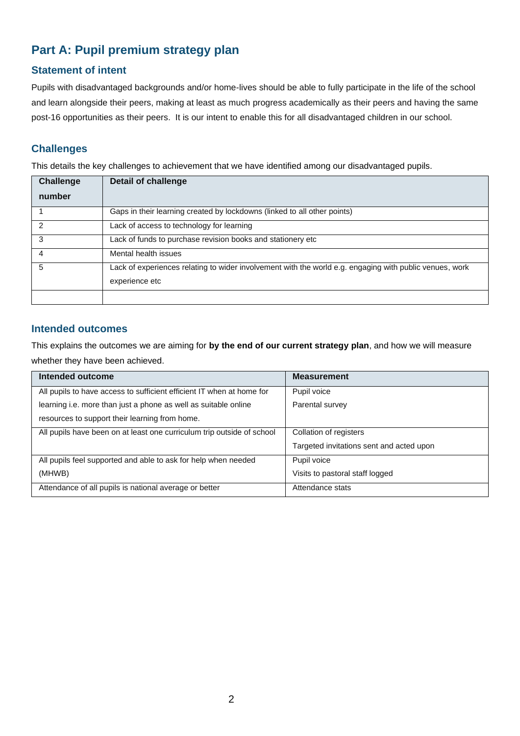## Part A: Pupil premium strategy plan

### Statement of intent

Pupils with disadvantaged backgrounds and/or home-lives should be able to fully participate in the life of the school and learn alongside their peers, making at least as much progress academically as their peers and having the same post-16 opportunities as their peers. It is our intent to enable this for all disadvantaged children in our school.

### Challenges

This details the key challenges to achievement that we have identified among our disadvantaged pupils.

| Challenge number | Detail of challenge |
|---|---|
| 1 | Gaps in their learning created by lockdowns (linked to all other points) |
| 2 | Lack of access to technology for learning |
| 3 | Lack of funds to purchase revision books and stationery etc |
| 4 | Mental health issues |
| 5 | Lack of experiences relating to wider involvement with the world e.g. engaging with public venues, work experience etc |
| | |

### Intended outcomes

This explains the outcomes we are aiming for **by the end of our current strategy plan**, and how we will measure whether they have been achieved.

| Intended outcome | Measurement |
|---|---|
| All pupils to have access to sufficient efficient IT when at home for learning i.e. more than just a phone as well as suitable online resources to support their learning from home. | Pupil voice<br>Parental survey |
| All pupils have been on at least one curriculum trip outside of school | Collation of registers<br>Targeted invitations sent and acted upon |
| All pupils feel supported and able to ask for help when needed (MHWB) | Pupil voice<br>Visits to pastoral staff logged |
| Attendance of all pupils is national average or better | Attendance stats |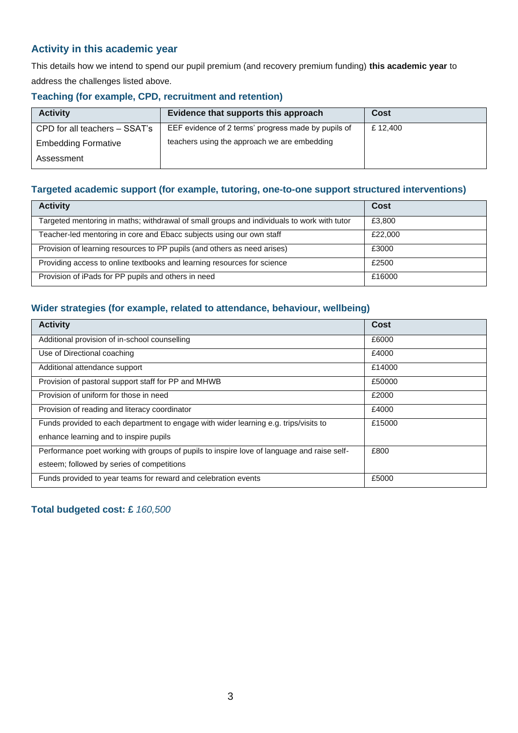## Activity in this academic year

This details how we intend to spend our pupil premium (and recovery premium funding) **this academic year** to address the challenges listed above.

### Teaching (for example, CPD, recruitment and retention)

| Activity | Evidence that supports this approach | Cost |
|---|---|---|
| CPD for all teachers – SSAT's Embedding Formative Assessment | EEF evidence of 2 terms' progress made by pupils of teachers using the approach we are embedding | £ 12,400 |

### Targeted academic support (for example, tutoring, one-to-one support structured interventions)

| Activity | Cost |
|---|---|
| Targeted mentoring in maths; withdrawal of small groups and individuals to work with tutor | £3,800 |
| Teacher-led mentoring in core and Ebacc subjects using our own staff | £22,000 |
| Provision of learning resources to PP pupils (and others as need arises) | £3000 |
| Providing access to online textbooks and learning resources for science | £2500 |
| Provision of iPads for PP pupils and others in need | £16000 |

### Wider strategies (for example, related to attendance, behaviour, wellbeing)

| Activity | Cost |
|---|---|
| Additional provision of in-school counselling | £6000 |
| Use of Directional coaching | £4000 |
| Additional attendance support | £14000 |
| Provision of pastoral support staff for PP and MHWB | £50000 |
| Provision of uniform for those in need | £2000 |
| Provision of reading and literacy coordinator | £4000 |
| Funds provided to each department to engage with wider learning e.g. trips/visits to enhance learning and to inspire pupils | £15000 |
| Performance poet working with groups of pupils to inspire love of language and raise self-esteem; followed by series of competitions | £800 |
| Funds provided to year teams for reward and celebration events | £5000 |

**Total budgeted cost: £** *160,500*